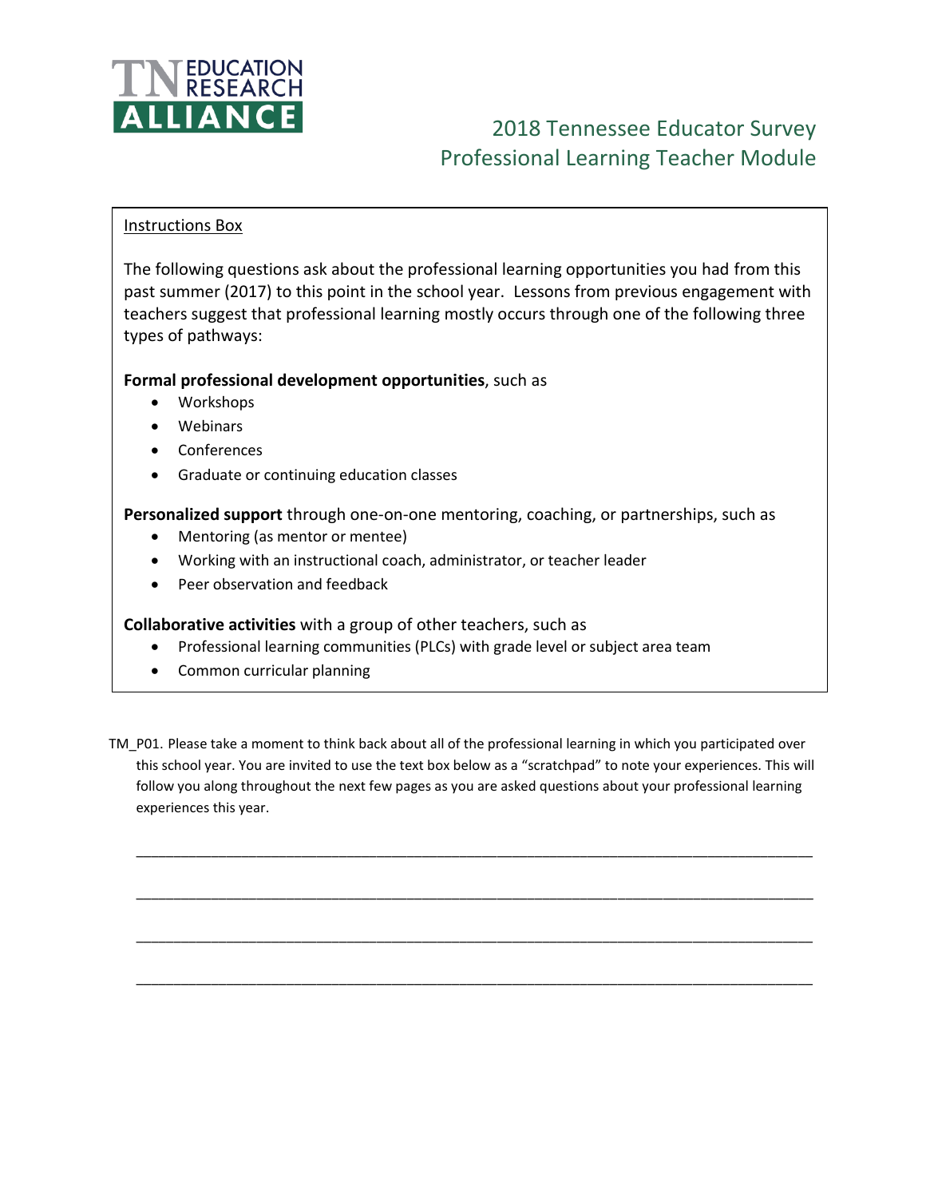TN EDUCATION RESEARCH ALLIANCE

# 2018 Tennessee Educator Survey
## Professional Learning Teacher Module

Instructions Box

The following questions ask about the professional learning opportunities you had from this past summer (2017) to this point in the school year. Lessons from previous engagement with teachers suggest that professional learning mostly occurs through one of the following three types of pathways:

**Formal professional development opportunities**, such as

- Workshops
- Webinars
- Conferences
- Graduate or continuing education classes

**Personalized support** through one-on-one mentoring, coaching, or partnerships, such as

- Mentoring (as mentor or mentee)
- Working with an instructional coach, administrator, or teacher leader
- Peer observation and feedback

**Collaborative activities** with a group of other teachers, such as

- Professional learning communities (PLCs) with grade level or subject area team
- Common curricular planning

TM_P01. Please take a moment to think back about all of the professional learning in which you participated over this school year. You are invited to use the text box below as a "scratchpad" to note your experiences. This will follow you along throughout the next few pages as you are asked questions about your professional learning experiences this year.

\_\_\_\_\_\_\_\_\_\_\_\_\_\_\_\_\_\_\_\_\_\_\_\_\_\_\_\_\_\_\_\_\_\_\_\_\_\_\_\_\_\_\_\_\_\_\_\_\_\_\_\_\_\_\_\_\_\_\_\_\_\_\_\_\_\_\_\_\_\_\_\_\_\_\_\_

\_\_\_\_\_\_\_\_\_\_\_\_\_\_\_\_\_\_\_\_\_\_\_\_\_\_\_\_\_\_\_\_\_\_\_\_\_\_\_\_\_\_\_\_\_\_\_\_\_\_\_\_\_\_\_\_\_\_\_\_\_\_\_\_\_\_\_\_\_\_\_\_\_\_\_\_

\_\_\_\_\_\_\_\_\_\_\_\_\_\_\_\_\_\_\_\_\_\_\_\_\_\_\_\_\_\_\_\_\_\_\_\_\_\_\_\_\_\_\_\_\_\_\_\_\_\_\_\_\_\_\_\_\_\_\_\_\_\_\_\_\_\_\_\_\_\_\_\_\_\_\_\_

\_\_\_\_\_\_\_\_\_\_\_\_\_\_\_\_\_\_\_\_\_\_\_\_\_\_\_\_\_\_\_\_\_\_\_\_\_\_\_\_\_\_\_\_\_\_\_\_\_\_\_\_\_\_\_\_\_\_\_\_\_\_\_\_\_\_\_\_\_\_\_\_\_\_\_\_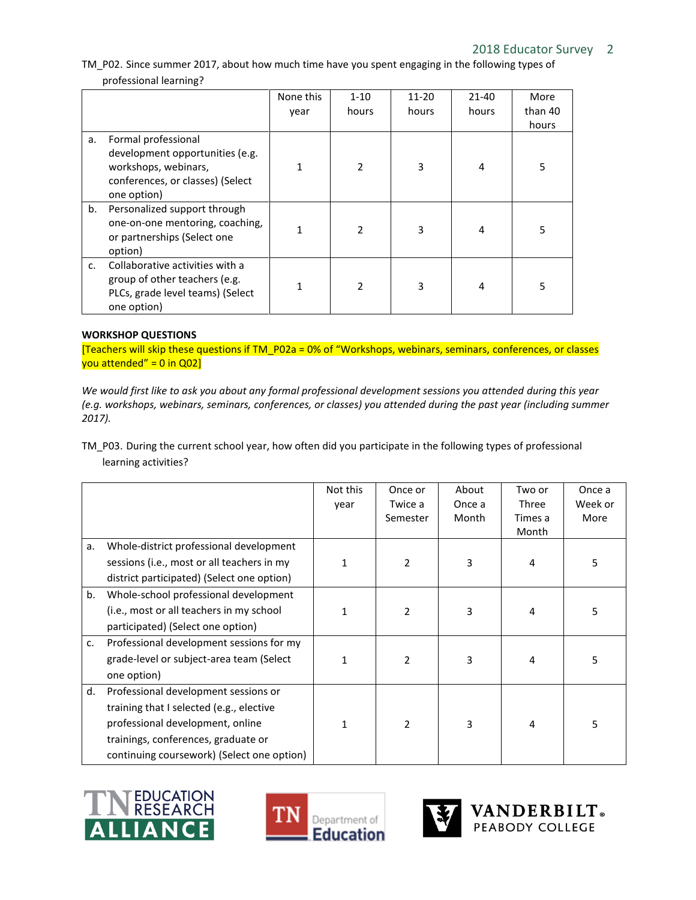TM_P02. Since summer 2017, about how much time have you spent engaging in the following types of professional learning?

| | None this year | 1-10 hours | 11-20 hours | 21-40 hours | More than 40 hours |
|---|---|---|---|---|---|
| a. Formal professional development opportunities (e.g. workshops, webinars, conferences, or classes) (Select one option) | 1 | 2 | 3 | 4 | 5 |
| b. Personalized support through one-on-one mentoring, coaching, or partnerships (Select one option) | 1 | 2 | 3 | 4 | 5 |
| c. Collaborative activities with a group of other teachers (e.g. PLCs, grade level teams) (Select one option) | 1 | 2 | 3 | 4 | 5 |

**WORKSHOP QUESTIONS**

[Teachers will skip these questions if TM_P02a = 0% of "Workshops, webinars, seminars, conferences, or classes you attended" = 0 in Q02]

*We would first like to ask you about any formal professional development sessions you attended during this year (e.g. workshops, webinars, seminars, conferences, or classes) you attended during the past year (including summer 2017).*

TM_P03. During the current school year, how often did you participate in the following types of professional learning activities?

| | Not this year | Once or Twice a Semester | About Once a Month | Two or Three Times a Month | Once a Week or More |
|---|---|---|---|---|---|
| a. Whole-district professional development sessions (i.e., most or all teachers in my district participated) (Select one option) | 1 | 2 | 3 | 4 | 5 |
| b. Whole-school professional development (i.e., most or all teachers in my school participated) (Select one option) | 1 | 2 | 3 | 4 | 5 |
| c. Professional development sessions for my grade-level or subject-area team (Select one option) | 1 | 2 | 3 | 4 | 5 |
| d. Professional development sessions or training that I selected (e.g., elective professional development, online trainings, conferences, graduate or continuing coursework) (Select one option) | 1 | 2 | 3 | 4 | 5 |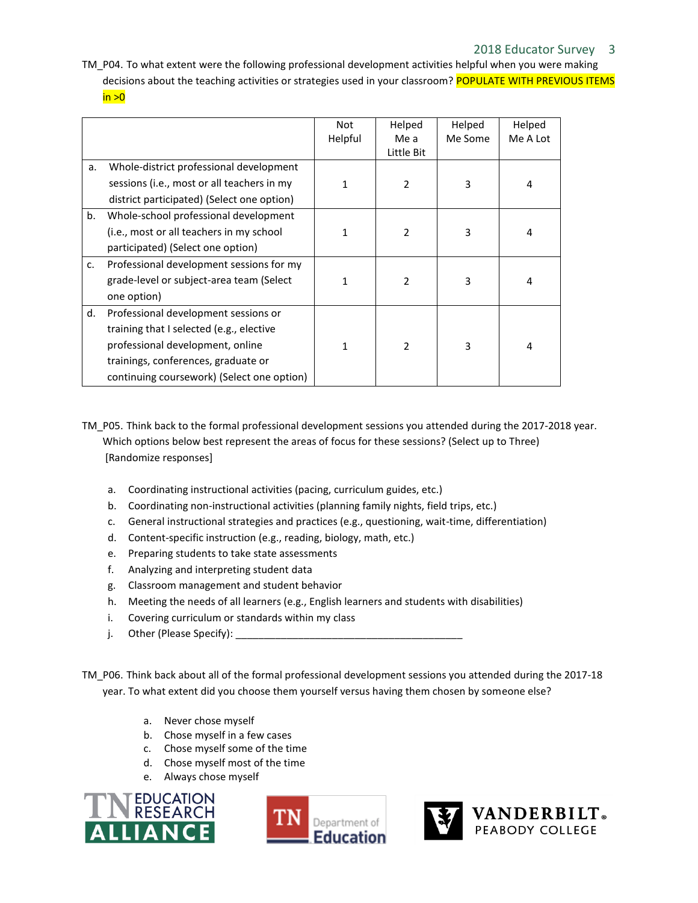TM_P04. To what extent were the following professional development activities helpful when you were making decisions about the teaching activities or strategies used in your classroom? POPULATE WITH PREVIOUS ITEMS in >0

| | Not Helpful | Helped Me a Little Bit | Helped Me Some | Helped Me A Lot |
|---|---|---|---|---|
| a. Whole-district professional development sessions (i.e., most or all teachers in my district participated) (Select one option) | 1 | 2 | 3 | 4 |
| b. Whole-school professional development (i.e., most or all teachers in my school participated) (Select one option) | 1 | 2 | 3 | 4 |
| c. Professional development sessions for my grade-level or subject-area team (Select one option) | 1 | 2 | 3 | 4 |
| d. Professional development sessions or training that I selected (e.g., elective professional development, online trainings, conferences, graduate or continuing coursework) (Select one option) | 1 | 2 | 3 | 4 |

TM_P05. Think back to the formal professional development sessions you attended during the 2017-2018 year. Which options below best represent the areas of focus for these sessions? (Select up to Three) [Randomize responses]

a. Coordinating instructional activities (pacing, curriculum guides, etc.)
b. Coordinating non-instructional activities (planning family nights, field trips, etc.)
c. General instructional strategies and practices (e.g., questioning, wait-time, differentiation)
d. Content-specific instruction (e.g., reading, biology, math, etc.)
e. Preparing students to take state assessments
f. Analyzing and interpreting student data
g. Classroom management and student behavior
h. Meeting the needs of all learners (e.g., English learners and students with disabilities)
i. Covering curriculum or standards within my class
j. Other (Please Specify): ________________________________________

TM_P06. Think back about all of the formal professional development sessions you attended during the 2017-18 year. To what extent did you choose them yourself versus having them chosen by someone else?

a. Never chose myself
b. Chose myself in a few cases
c. Chose myself some of the time
d. Chose myself most of the time
e. Always chose myself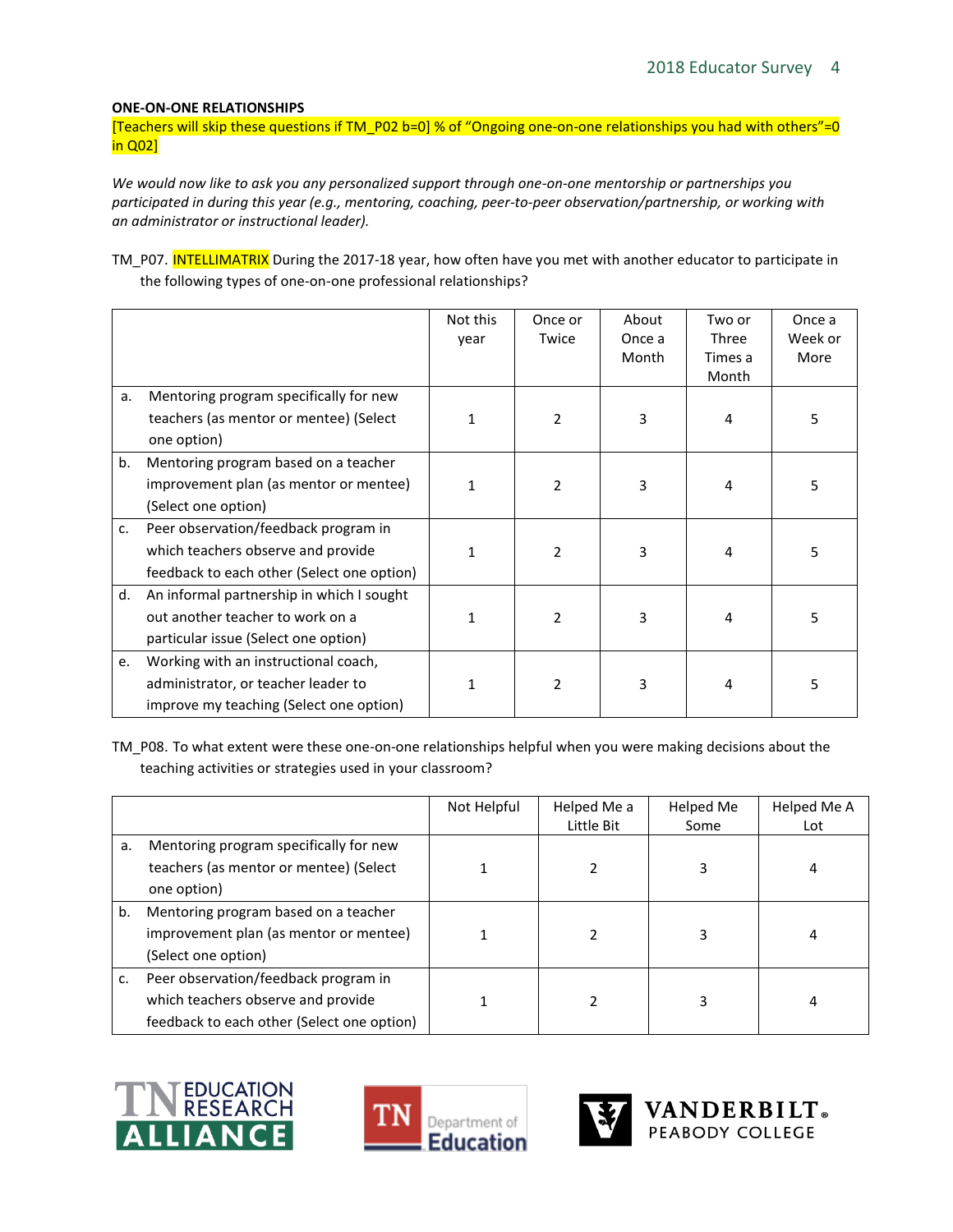**ONE-ON-ONE RELATIONSHIPS**

[Teachers will skip these questions if TM_P02 b=0] % of "Ongoing one-on-one relationships you had with others"=0 in Q02]

*We would now like to ask you any personalized support through one-on-one mentorship or partnerships you participated in during this year (e.g., mentoring, coaching, peer-to-peer observation/partnership, or working with an administrator or instructional leader).*

TM_P07. INTELLIMATRIX During the 2017-18 year, how often have you met with another educator to participate in the following types of one-on-one professional relationships?

| | Not this year | Once or Twice | About Once a Month | Two or Three Times a Month | Once a Week or More |
|---|---|---|---|---|---|
| a. Mentoring program specifically for new teachers (as mentor or mentee) (Select one option) | 1 | 2 | 3 | 4 | 5 |
| b. Mentoring program based on a teacher improvement plan (as mentor or mentee) (Select one option) | 1 | 2 | 3 | 4 | 5 |
| c. Peer observation/feedback program in which teachers observe and provide feedback to each other (Select one option) | 1 | 2 | 3 | 4 | 5 |
| d. An informal partnership in which I sought out another teacher to work on a particular issue (Select one option) | 1 | 2 | 3 | 4 | 5 |
| e. Working with an instructional coach, administrator, or teacher leader to improve my teaching (Select one option) | 1 | 2 | 3 | 4 | 5 |

TM_P08. To what extent were these one-on-one relationships helpful when you were making decisions about the teaching activities or strategies used in your classroom?

| | Not Helpful | Helped Me a Little Bit | Helped Me Some | Helped Me A Lot |
|---|---|---|---|---|
| a. Mentoring program specifically for new teachers (as mentor or mentee) (Select one option) | 1 | 2 | 3 | 4 |
| b. Mentoring program based on a teacher improvement plan (as mentor or mentee) (Select one option) | 1 | 2 | 3 | 4 |
| c. Peer observation/feedback program in which teachers observe and provide feedback to each other (Select one option) | 1 | 2 | 3 | 4 |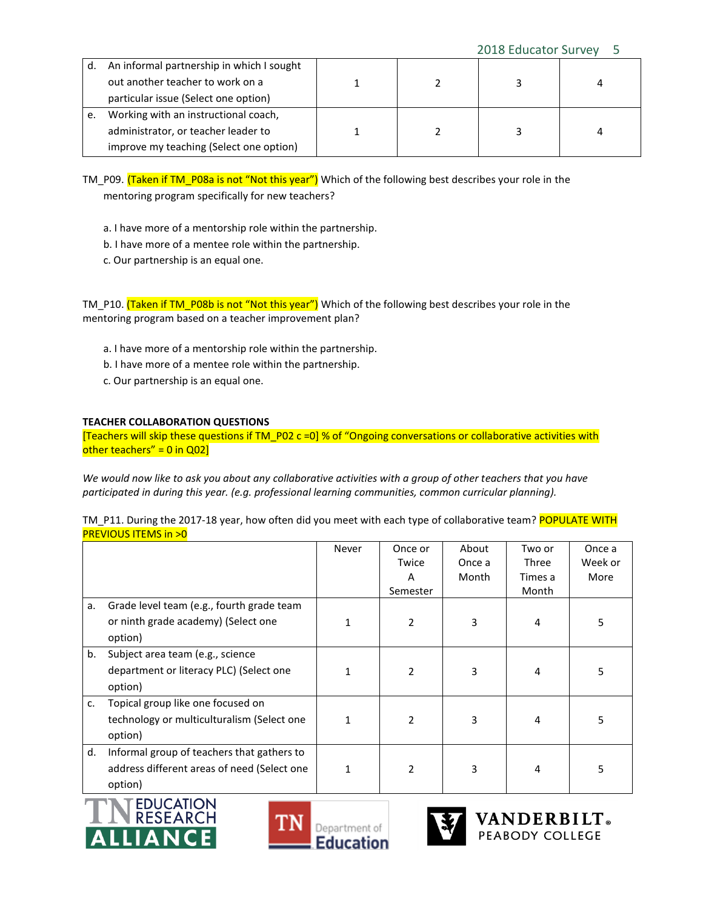| | | | | |
|---|---|---|---|---|
| d. An informal partnership in which I sought out another teacher to work on a particular issue (Select one option) | 1 | 2 | 3 | 4 |
| e. Working with an instructional coach, administrator, or teacher leader to improve my teaching (Select one option) | 1 | 2 | 3 | 4 |

TM_P09. (Taken if TM_P08a is not "Not this year") Which of the following best describes your role in the mentoring program specifically for new teachers?

a. I have more of a mentorship role within the partnership.
b. I have more of a mentee role within the partnership.
c. Our partnership is an equal one.

TM_P10. (Taken if TM_P08b is not "Not this year") Which of the following best describes your role in the mentoring program based on a teacher improvement plan?

a. I have more of a mentorship role within the partnership.
b. I have more of a mentee role within the partnership.
c. Our partnership is an equal one.

**TEACHER COLLABORATION QUESTIONS**

[Teachers will skip these questions if TM_P02 c =0] % of "Ongoing conversations or collaborative activities with other teachers" = 0 in Q02]

*We would now like to ask you about any collaborative activities with a group of other teachers that you have participated in during this year. (e.g. professional learning communities, common curricular planning).*

TM_P11. During the 2017-18 year, how often did you meet with each type of collaborative team? POPULATE WITH PREVIOUS ITEMS in >0

| | Never | Once or Twice A Semester | About Once a Month | Two or Three Times a Month | Once a Week or More |
|---|---|---|---|---|---|
| a. Grade level team (e.g., fourth grade team or ninth grade academy) (Select one option) | 1 | 2 | 3 | 4 | 5 |
| b. Subject area team (e.g., science department or literacy PLC) (Select one option) | 1 | 2 | 3 | 4 | 5 |
| c. Topical group like one focused on technology or multiculturalism (Select one option) | 1 | 2 | 3 | 4 | 5 |
| d. Informal group of teachers that gathers to address different areas of need (Select one option) | 1 | 2 | 3 | 4 | 5 |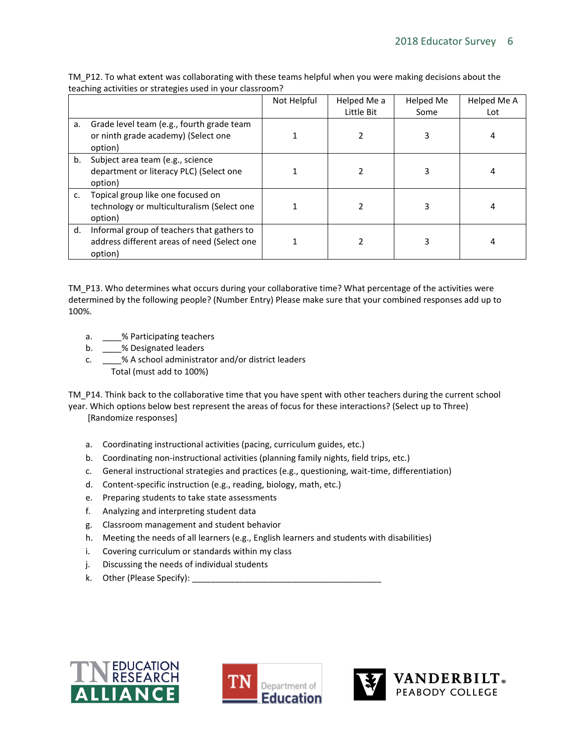TM_P12. To what extent was collaborating with these teams helpful when you were making decisions about the teaching activities or strategies used in your classroom?

| | Not Helpful | Helped Me a Little Bit | Helped Me Some | Helped Me A Lot |
|---|---|---|---|---|
| a. Grade level team (e.g., fourth grade team or ninth grade academy) (Select one option) | 1 | 2 | 3 | 4 |
| b. Subject area team (e.g., science department or literacy PLC) (Select one option) | 1 | 2 | 3 | 4 |
| c. Topical group like one focused on technology or multiculturalism (Select one option) | 1 | 2 | 3 | 4 |
| d. Informal group of teachers that gathers to address different areas of need (Select one option) | 1 | 2 | 3 | 4 |

TM_P13. Who determines what occurs during your collaborative time? What percentage of the activities were determined by the following people? (Number Entry) Please make sure that your combined responses add up to 100%.

a. ____% Participating teachers
b. ____% Designated leaders
c. ____% A school administrator and/or district leaders
   Total (must add to 100%)

TM_P14. Think back to the collaborative time that you have spent with other teachers during the current school year. Which options below best represent the areas of focus for these interactions? (Select up to Three)
[Randomize responses]

a. Coordinating instructional activities (pacing, curriculum guides, etc.)
b. Coordinating non-instructional activities (planning family nights, field trips, etc.)
c. General instructional strategies and practices (e.g., questioning, wait-time, differentiation)
d. Content-specific instruction (e.g., reading, biology, math, etc.)
e. Preparing students to take state assessments
f. Analyzing and interpreting student data
g. Classroom management and student behavior
h. Meeting the needs of all learners (e.g., English learners and students with disabilities)
i. Covering curriculum or standards within my class
j. Discussing the needs of individual students
k. Other (Please Specify): ________________________________________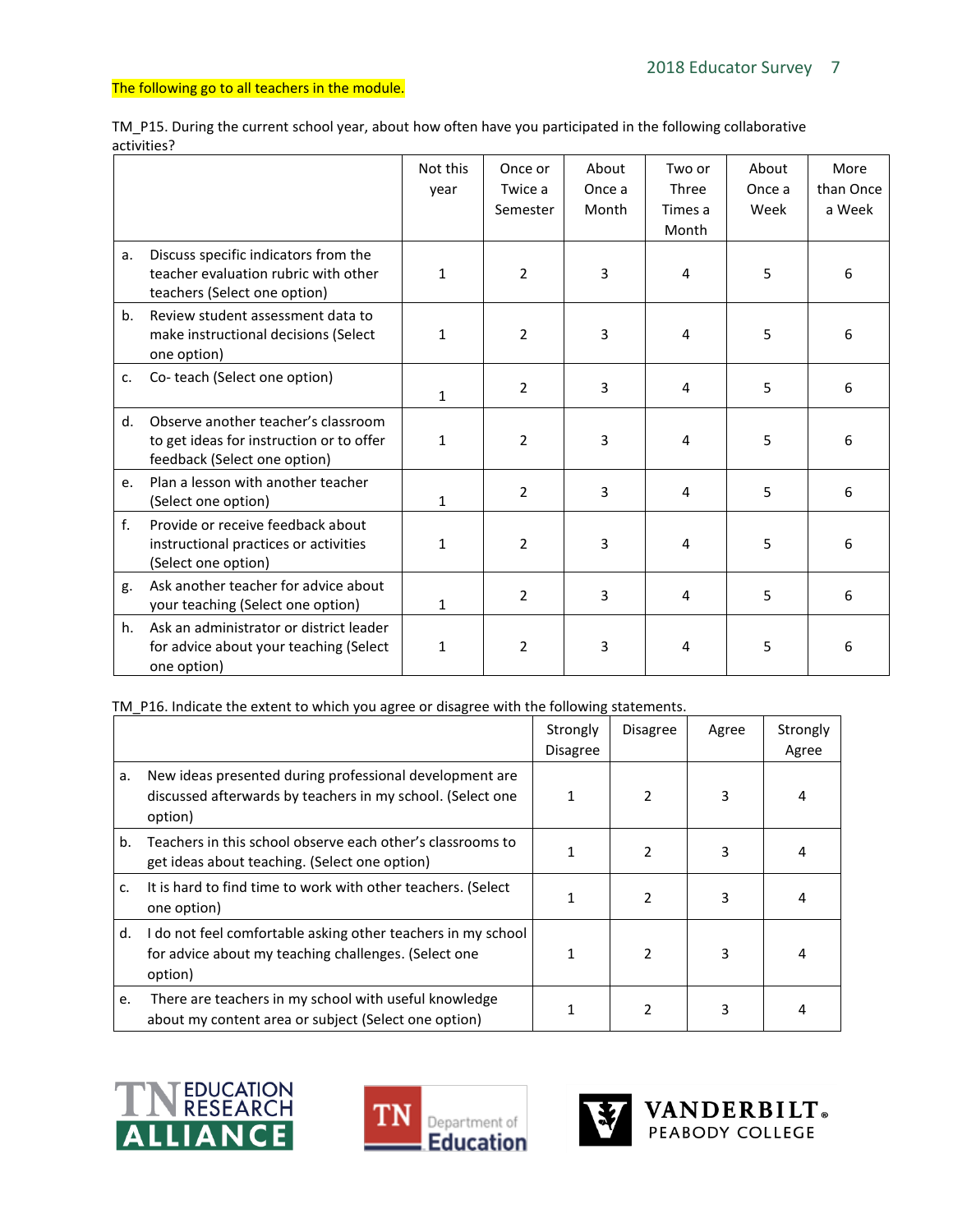The following go to all teachers in the module.

TM_P15. During the current school year, about how often have you participated in the following collaborative activities?

| | Not this year | Once or Twice a Semester | About Once a Month | Two or Three Times a Month | About Once a Week | More than Once a Week |
|---|---|---|---|---|---|---|
| a. Discuss specific indicators from the teacher evaluation rubric with other teachers (Select one option) | 1 | 2 | 3 | 4 | 5 | 6 |
| b. Review student assessment data to make instructional decisions (Select one option) | 1 | 2 | 3 | 4 | 5 | 6 |
| c. Co- teach (Select one option) | 1 | 2 | 3 | 4 | 5 | 6 |
| d. Observe another teacher's classroom to get ideas for instruction or to offer feedback (Select one option) | 1 | 2 | 3 | 4 | 5 | 6 |
| e. Plan a lesson with another teacher (Select one option) | 1 | 2 | 3 | 4 | 5 | 6 |
| f. Provide or receive feedback about instructional practices or activities (Select one option) | 1 | 2 | 3 | 4 | 5 | 6 |
| g. Ask another teacher for advice about your teaching (Select one option) | 1 | 2 | 3 | 4 | 5 | 6 |
| h. Ask an administrator or district leader for advice about your teaching (Select one option) | 1 | 2 | 3 | 4 | 5 | 6 |

TM_P16. Indicate the extent to which you agree or disagree with the following statements.

| | Strongly Disagree | Disagree | Agree | Strongly Agree |
|---|---|---|---|---|
| a. New ideas presented during professional development are discussed afterwards by teachers in my school. (Select one option) | 1 | 2 | 3 | 4 |
| b. Teachers in this school observe each other's classrooms to get ideas about teaching. (Select one option) | 1 | 2 | 3 | 4 |
| c. It is hard to find time to work with other teachers. (Select one option) | 1 | 2 | 3 | 4 |
| d. I do not feel comfortable asking other teachers in my school for advice about my teaching challenges. (Select one option) | 1 | 2 | 3 | 4 |
| e. There are teachers in my school with useful knowledge about my content area or subject (Select one option) | 1 | 2 | 3 | 4 |